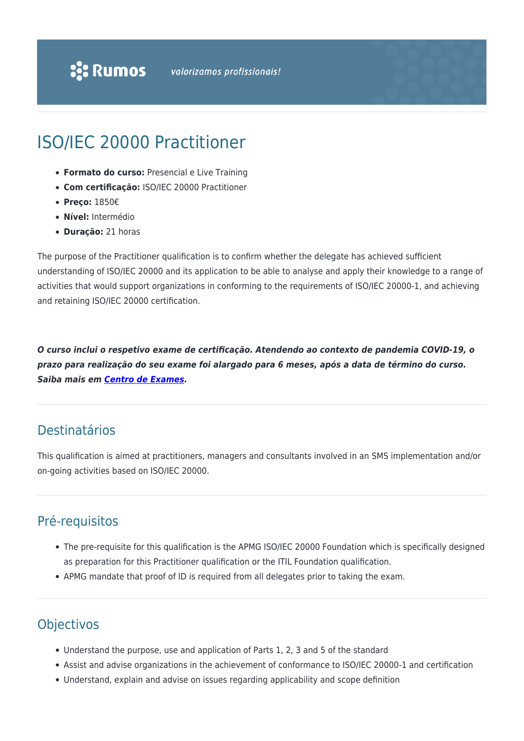# ISO/IEC 20000 Practitioner

- **Formato do curso:** Presencial e Live Training
- **Com certificação:** ISO/IEC 20000 Practitioner
- **Preço:** 1850€
- **Nível:** Intermédio
- **Duração:** 21 horas

The purpose of the Practitioner qualification is to confirm whether the delegate has achieved sufficient understanding of ISO/IEC 20000 and its application to be able to analyse and apply their knowledge to a range of activities that would support organizations in conforming to the requirements of ISO/IEC 20000-1, and achieving and retaining ISO/IEC 20000 certification.

***O curso inclui o respetivo exame de certificação. Atendendo ao contexto de pandemia COVID-19, o prazo para realização do seu exame foi alargado para 6 meses, após a data de término do curso. Saiba mais em [Centro de Exames](#).***

## Destinatários

This qualification is aimed at practitioners, managers and consultants involved in an SMS implementation and/or on-going activities based on ISO/IEC 20000.

## Pré-requisitos

- The pre-requisite for this qualification is the APMG ISO/IEC 20000 Foundation which is specifically designed as preparation for this Practitioner qualification or the ITIL Foundation qualification.
- APMG mandate that proof of ID is required from all delegates prior to taking the exam.

## Objectivos

- Understand the purpose, use and application of Parts 1, 2, 3 and 5 of the standard
- Assist and advise organizations in the achievement of conformance to ISO/IEC 20000-1 and certification
- Understand, explain and advise on issues regarding applicability and scope definition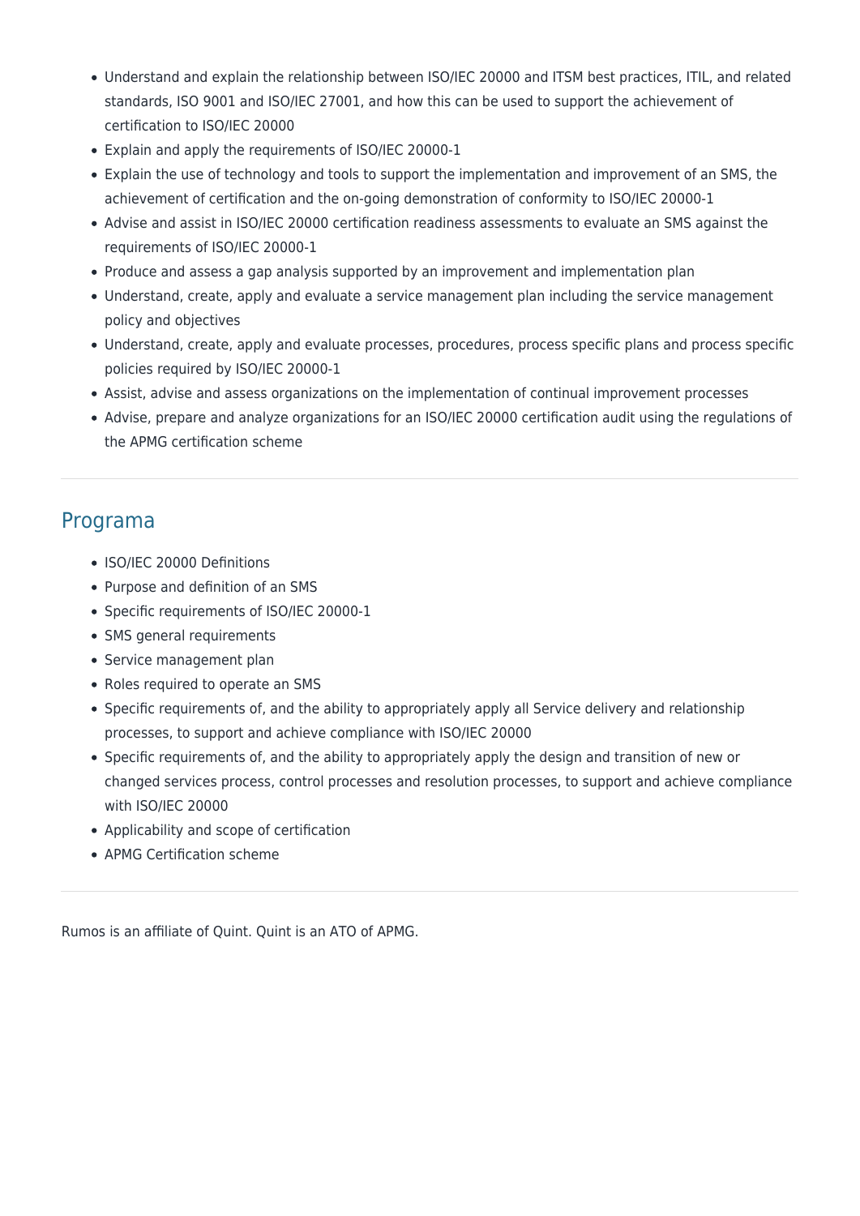- Understand and explain the relationship between ISO/IEC 20000 and ITSM best practices, ITIL, and related standards, ISO 9001 and ISO/IEC 27001, and how this can be used to support the achievement of certification to ISO/IEC 20000
- Explain and apply the requirements of ISO/IEC 20000-1
- Explain the use of technology and tools to support the implementation and improvement of an SMS, the achievement of certification and the on-going demonstration of conformity to ISO/IEC 20000-1
- Advise and assist in ISO/IEC 20000 certification readiness assessments to evaluate an SMS against the requirements of ISO/IEC 20000-1
- Produce and assess a gap analysis supported by an improvement and implementation plan
- Understand, create, apply and evaluate a service management plan including the service management policy and objectives
- Understand, create, apply and evaluate processes, procedures, process specific plans and process specific policies required by ISO/IEC 20000-1
- Assist, advise and assess organizations on the implementation of continual improvement processes
- Advise, prepare and analyze organizations for an ISO/IEC 20000 certification audit using the regulations of the APMG certification scheme

---

## Programa

- ISO/IEC 20000 Definitions
- Purpose and definition of an SMS
- Specific requirements of ISO/IEC 20000-1
- SMS general requirements
- Service management plan
- Roles required to operate an SMS
- Specific requirements of, and the ability to appropriately apply all Service delivery and relationship processes, to support and achieve compliance with ISO/IEC 20000
- Specific requirements of, and the ability to appropriately apply the design and transition of new or changed services process, control processes and resolution processes, to support and achieve compliance with ISO/IEC 20000
- Applicability and scope of certification
- APMG Certification scheme

---

Rumos is an affiliate of Quint. Quint is an ATO of APMG.